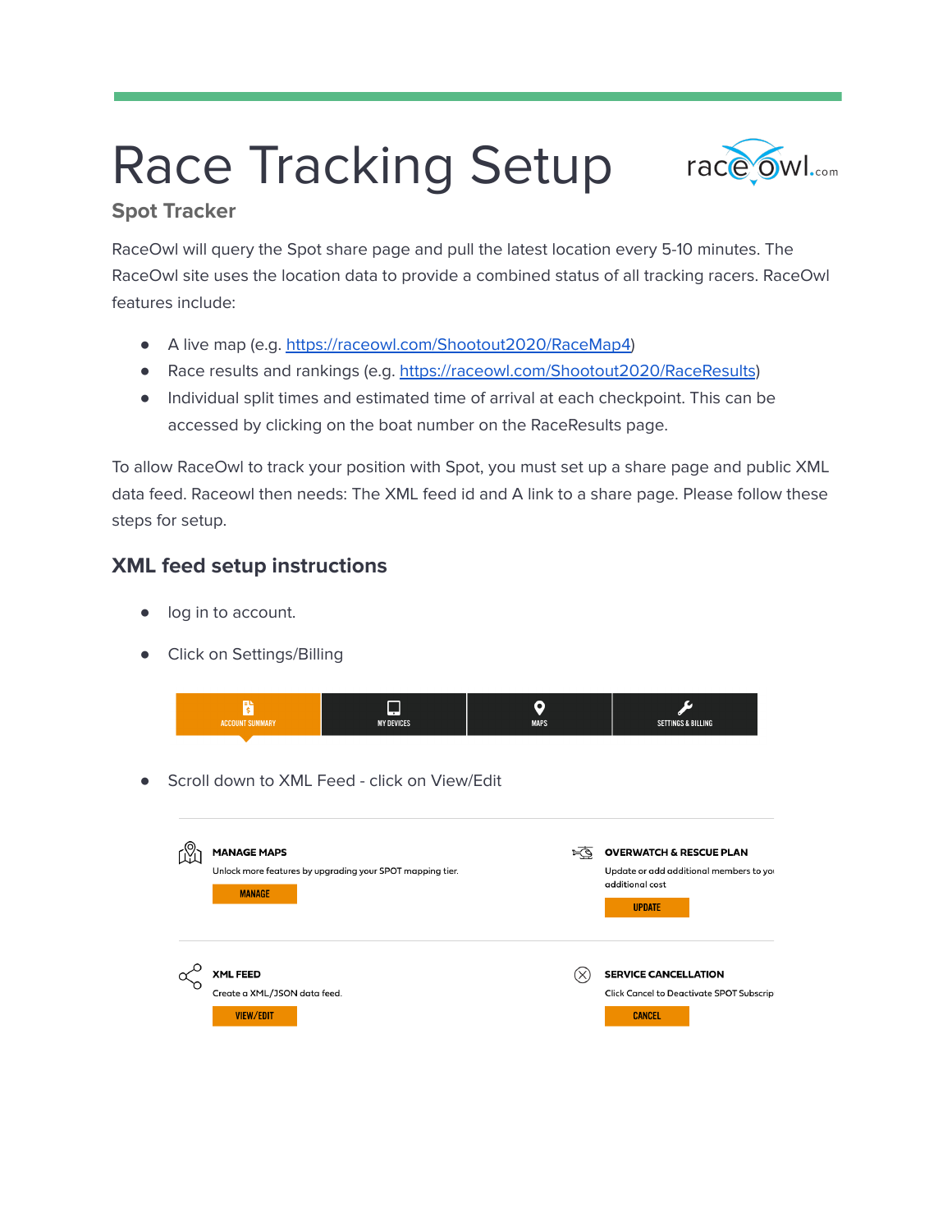# Race Tracking Setup

raceowl.com

## Spot Tracker

RaceOwl will query the Spot share page and pull the latest location every 5-10 minutes. The RaceOwl site uses the location data to provide a combined status of all tracking racers. RaceOwl features include:

- A live map (e.g. https://raceowl.com/Shootout2020/RaceMap4)
- Race results and rankings (e.g. https://raceowl.com/Shootout2020/RaceResults)
- Individual split times and estimated time of arrival at each checkpoint. This can be accessed by clicking on the boat number on the RaceResults page.

To allow RaceOwl to track your position with Spot, you must set up a share page and public XML data feed. Raceowl then needs: The XML feed id and A link to a share page. Please follow these steps for setup.

### XML feed setup instructions

- log in to account.
- Click on Settings/Billing

ACCOUNT SUMMARY | MY DEVICES | MAPS | SETTINGS & BILLING

- Scroll down to XML Feed - click on View/Edit

**MANAGE MAPS**
Unlock more features by upgrading your SPOT mapping tier.
MANAGE

**OVERWATCH & RESCUE PLAN**
Update or add additional members to yo additional cost
UPDATE

**XML FEED**
Create a XML/JSON data feed.
VIEW/EDIT

**SERVICE CANCELLATION**
Click Cancel to Deactivate SPOT Subscrip
CANCEL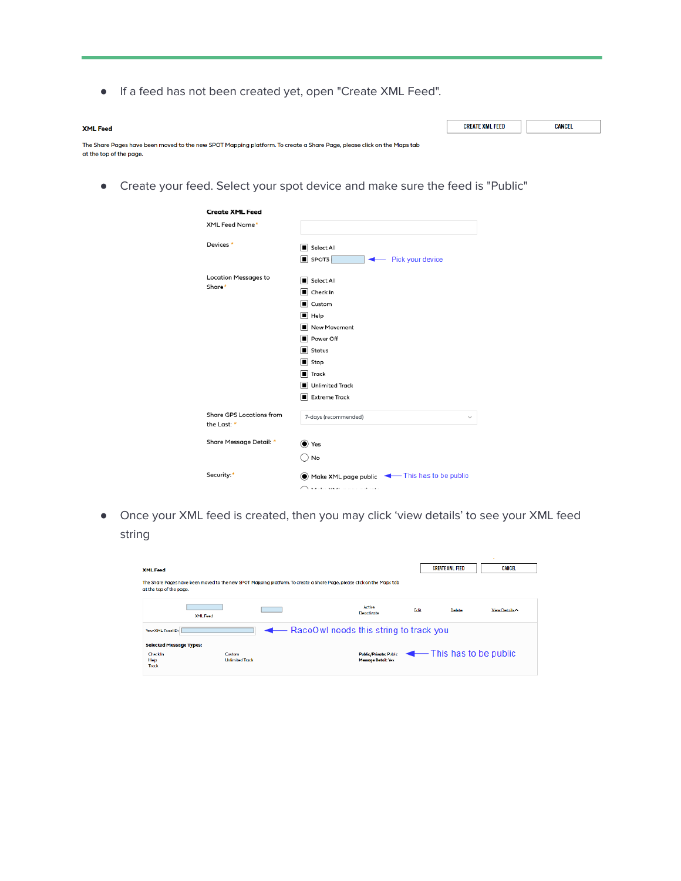- If a feed has not been created yet, open "Create XML Feed".

**XML Feed**

CREATE XML FEED | CANCEL

The Share Pages have been moved to the new SPOT Mapping platform. To create a Share Page, please click on the Maps tab at the top of the page.

- Create your feed. Select your spot device and make sure the feed is "Public"

**Create XML Feed**

XML Feed Name*

Devices*
- Select All
- SPOT3 ← Pick your device

Location Messages to Share*
- Select All
- Check In
- Custom
- Help
- New Movement
- Power Off
- Status
- Stop
- Track
- Unlimited Track
- Extreme Track

Share GPS Locations from the Last:* 7-days (recommended)

Share Message Detail:*
- Yes
- No

Security:*
- Make XML page public ← This has to be public

- Once your XML feed is created, then you may click 'view details' to see your XML feed string

**XML Feed**

CREATE XML FEED | CANCEL

The Share Pages have been moved to the new SPOT Mapping platform. To create a Share Page, please click on the Maps tab at the top of the page.

XML Feed | Active Deactivate | Edit | Delete | View Details

Your XML Feed ID: ← RaceOwl needs this string to track you

**Selected Message Types:**

Check In, Help, Track, Custom, Unlimited Track

Public/Private: Public ← This has to be public

Message Detail: Yes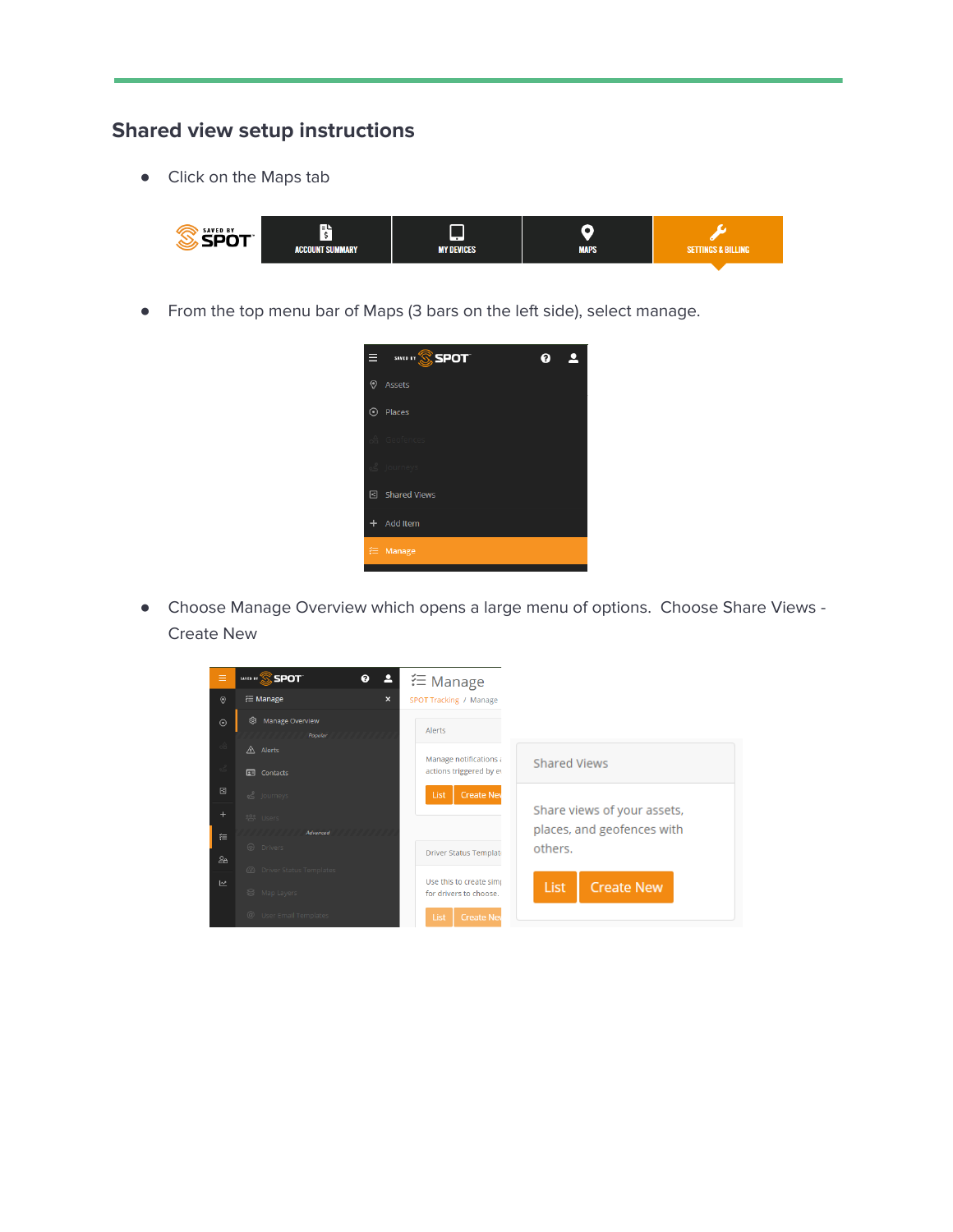## Shared view setup instructions

- Click on the Maps tab

- From the top menu bar of Maps (3 bars on the left side), select manage.

- Choose Manage Overview which opens a large menu of options.  Choose Share Views - Create New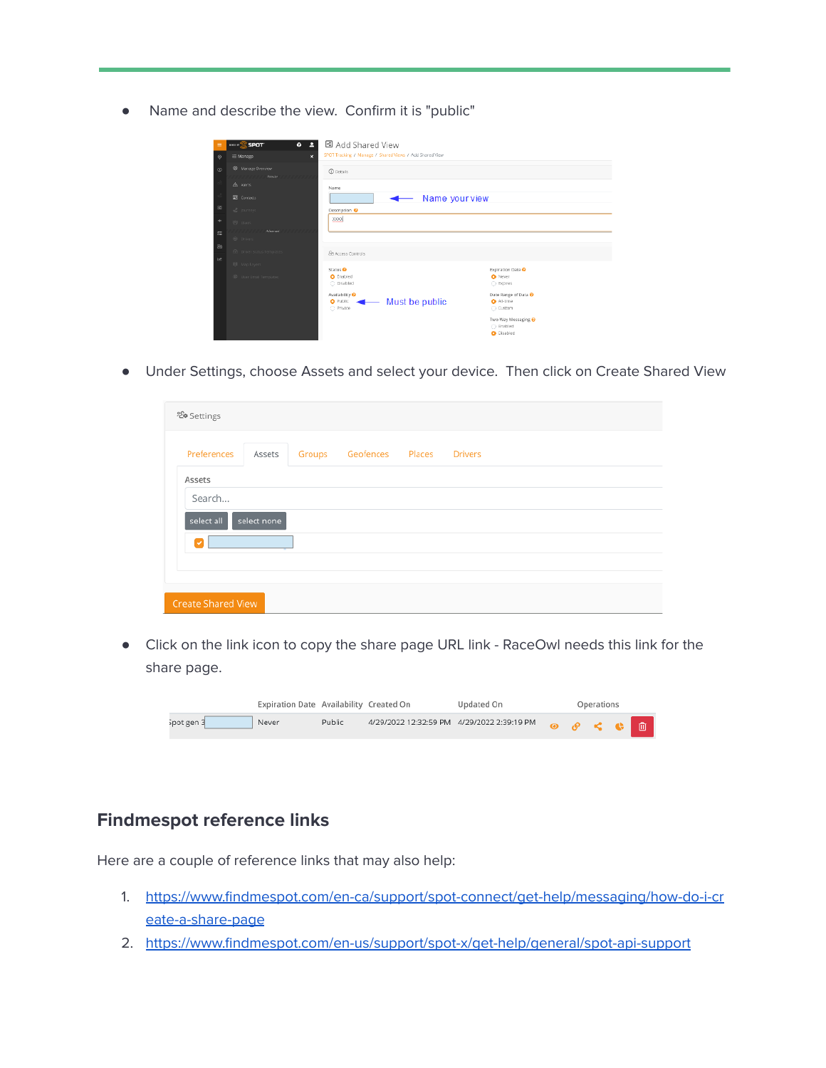- Name and describe the view. Confirm it is "public"

- Under Settings, choose Assets and select your device. Then click on Create Shared View

- Click on the link icon to copy the share page URL link - RaceOwl needs this link for the share page.

## Findmespot reference links

Here are a couple of reference links that may also help:

1. https://www.findmespot.com/en-ca/support/spot-connect/get-help/messaging/how-do-i-create-a-share-page
2. https://www.findmespot.com/en-us/support/spot-x/get-help/general/spot-api-support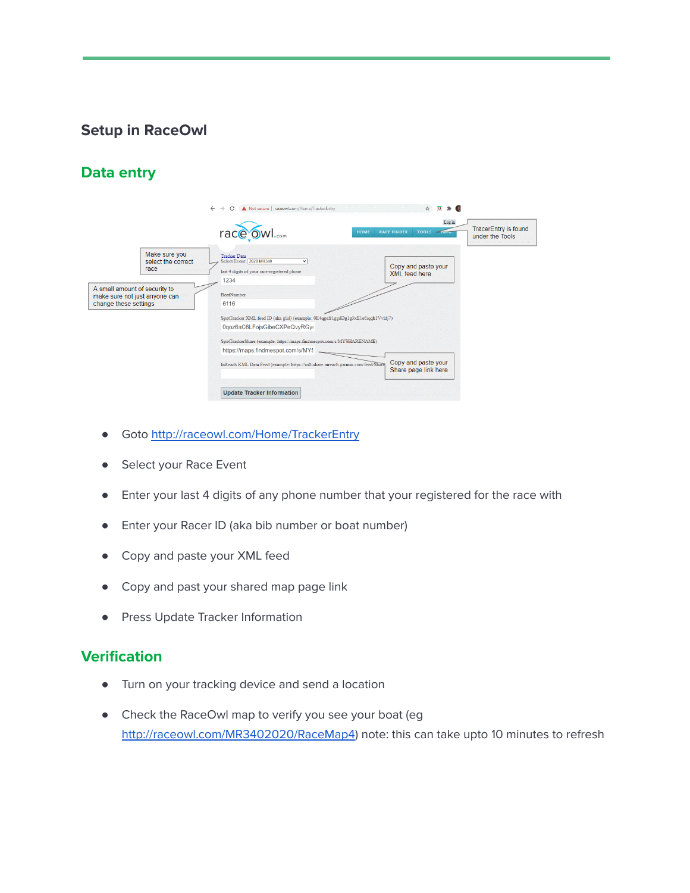## Setup in RaceOwl

### Data entry

- Goto [http://raceowl.com/Home/TrackerEntry](http://raceowl.com/Home/TrackerEntry)
- Select your Race Event
- Enter your last 4 digits of any phone number that your registered for the race with
- Enter your Racer ID (aka bib number or boat number)
- Copy and paste your XML feed
- Copy and past your shared map page link
- Press Update Tracker Information

### Verification

- Turn on your tracking device and send a location
- Check the RaceOwl map to verify you see your boat (eg [http://raceowl.com/MR3402020/RaceMap4](http://raceowl.com/MR3402020/RaceMap4)) note: this can take upto 10 minutes to refresh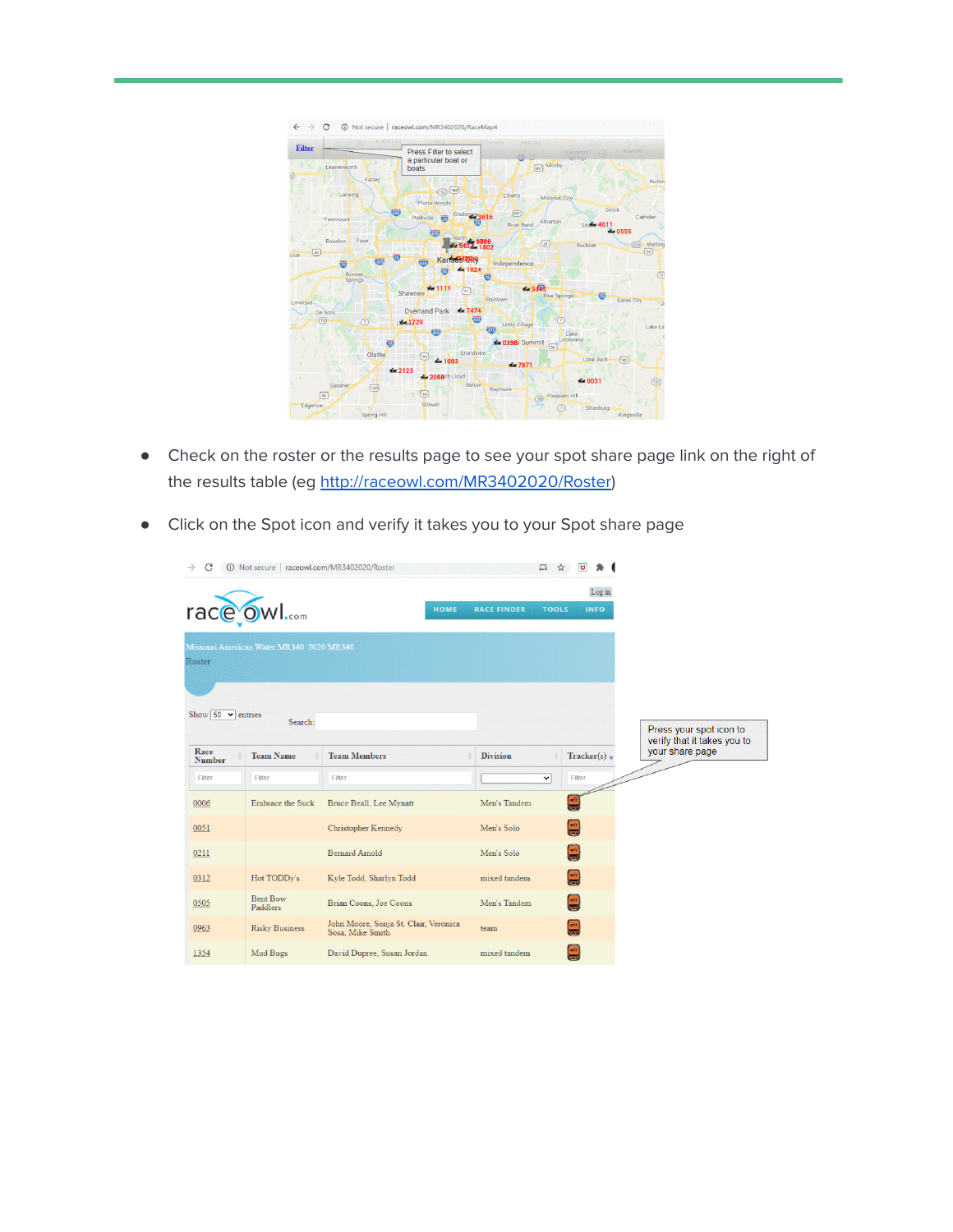- Check on the roster or the results page to see your spot share page link on the right of the results table (eg [http://raceowl.com/MR3402020/Roster](http://raceowl.com/MR3402020/Roster))
- Click on the Spot icon and verify it takes you to your Spot share page